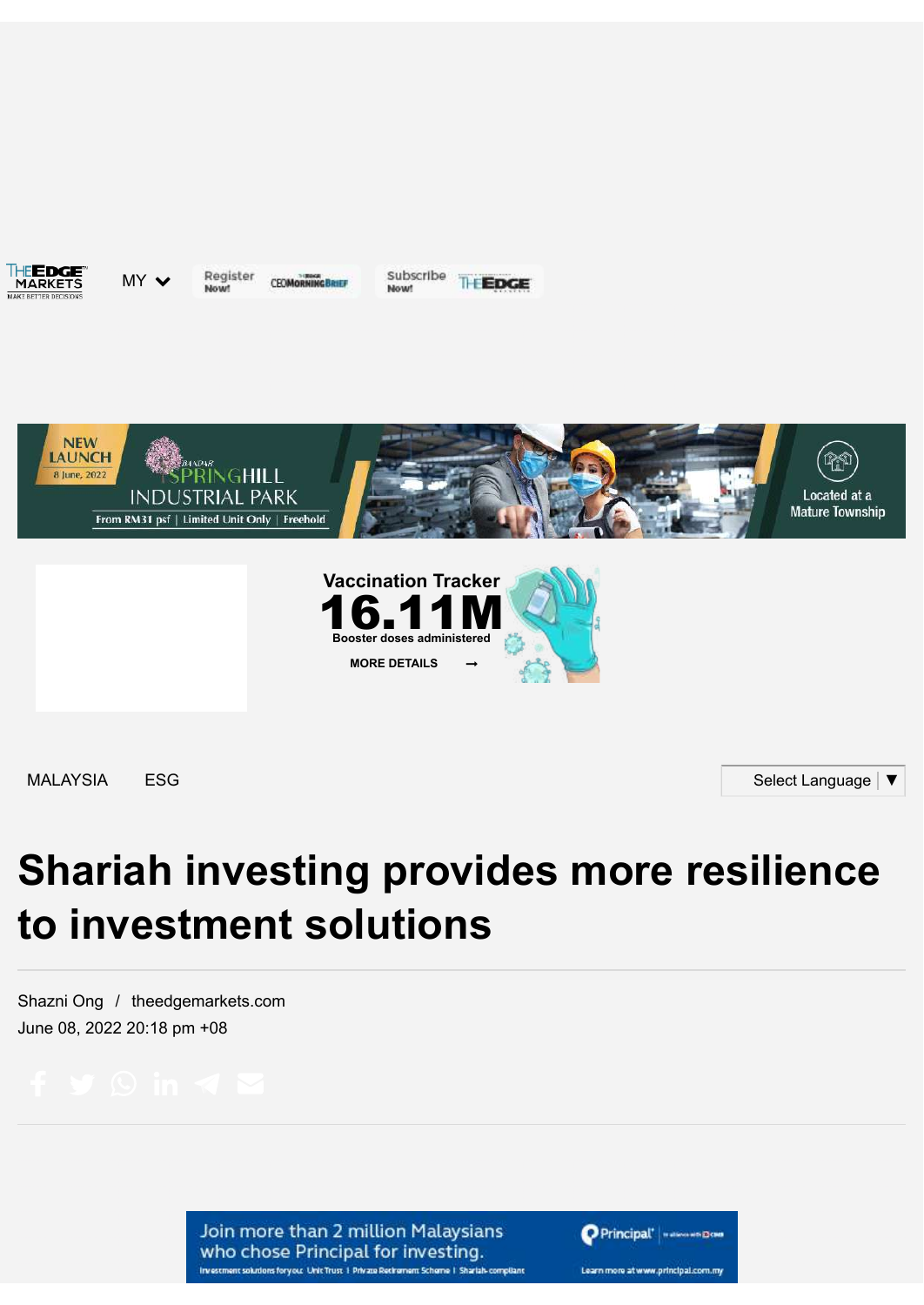MALAYSIA ESG

# Shariah investing provides more resilience to investment solutions

Shazni Ong / theedgemarkets.com

June 08, 2022 20:18 pm +08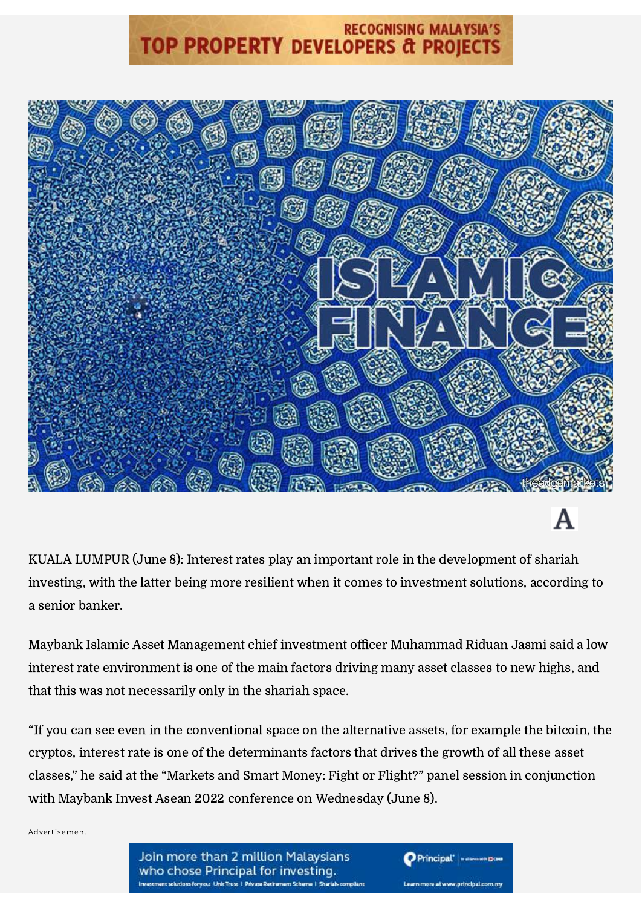KUALA LUMPUR (June 8): Interest rates play an important role in the development of shariah investing, with the latter being more resilient when it comes to investment solutions, according to a senior banker.

Maybank Islamic Asset Management chief investment officer Muhammad Riduan Jasmi said a low interest rate environment is one of the main factors driving many asset classes to new highs, and that this was not necessarily only in the shariah space.

"If you can see even in the conventional space on the alternative assets, for example the bitcoin, the cryptos, interest rate is one of the determinants factors that drives the growth of all these asset classes," he said at the "Markets and Smart Money: Fight or Flight?" panel session in conjunction with Maybank Invest Asean 2022 conference on Wednesday (June 8).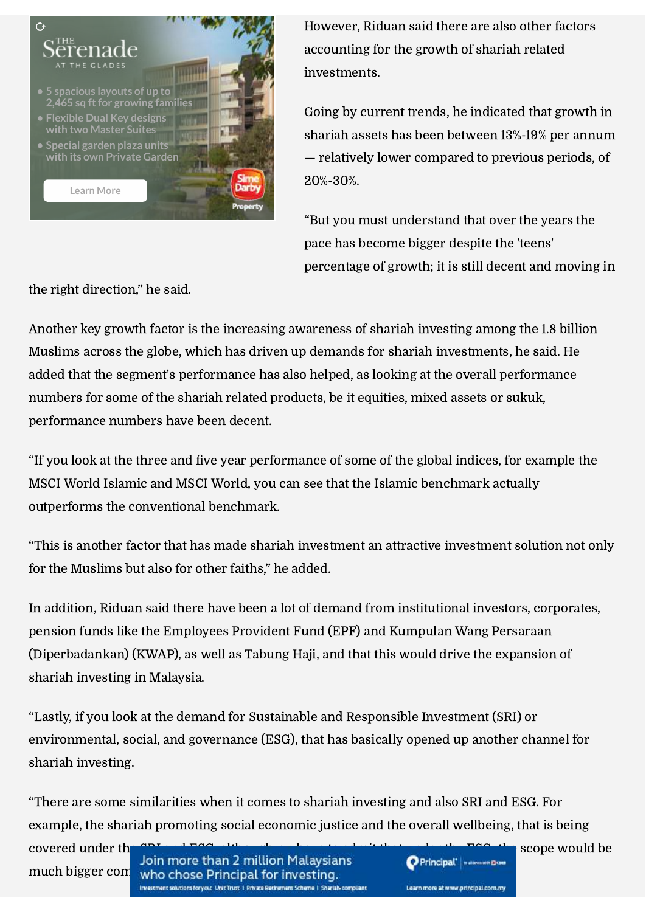However, Riduan said there are also other factors accounting for the growth of shariah related investments.

Going by current trends, he indicated that growth in shariah assets has been between 13%-19% per annum — relatively lower compared to previous periods, of 20%-30%.

"But you must understand that over the years the pace has become bigger despite the 'teens' percentage of growth; it is still decent and moving in the right direction," he said.

Another key growth factor is the increasing awareness of shariah investing among the 1.8 billion Muslims across the globe, which has driven up demands for shariah investments, he said. He added that the segment's performance has also helped, as looking at the overall performance numbers for some of the shariah related products, be it equities, mixed assets or sukuk, performance numbers have been decent.

"If you look at the three and five year performance of some of the global indices, for example the MSCI World Islamic and MSCI World, you can see that the Islamic benchmark actually outperforms the conventional benchmark.

"This is another factor that has made shariah investment an attractive investment solution not only for the Muslims but also for other faiths," he added.

In addition, Riduan said there have been a lot of demand from institutional investors, corporates, pension funds like the Employees Provident Fund (EPF) and Kumpulan Wang Persaraan (Diperbadankan) (KWAP), as well as Tabung Haji, and that this would drive the expansion of shariah investing in Malaysia.

"Lastly, if you look at the demand for Sustainable and Responsible Investment (SRI) or environmental, social, and governance (ESG), that has basically opened up another channel for shariah investing.

"There are some similarities when it comes to shariah investing and also SRI and ESG. For example, the shariah promoting social economic justice and the overall wellbeing, that is being covered under the SRI and ESG, although we have to admit that under the ESG, the scope would be much bigger com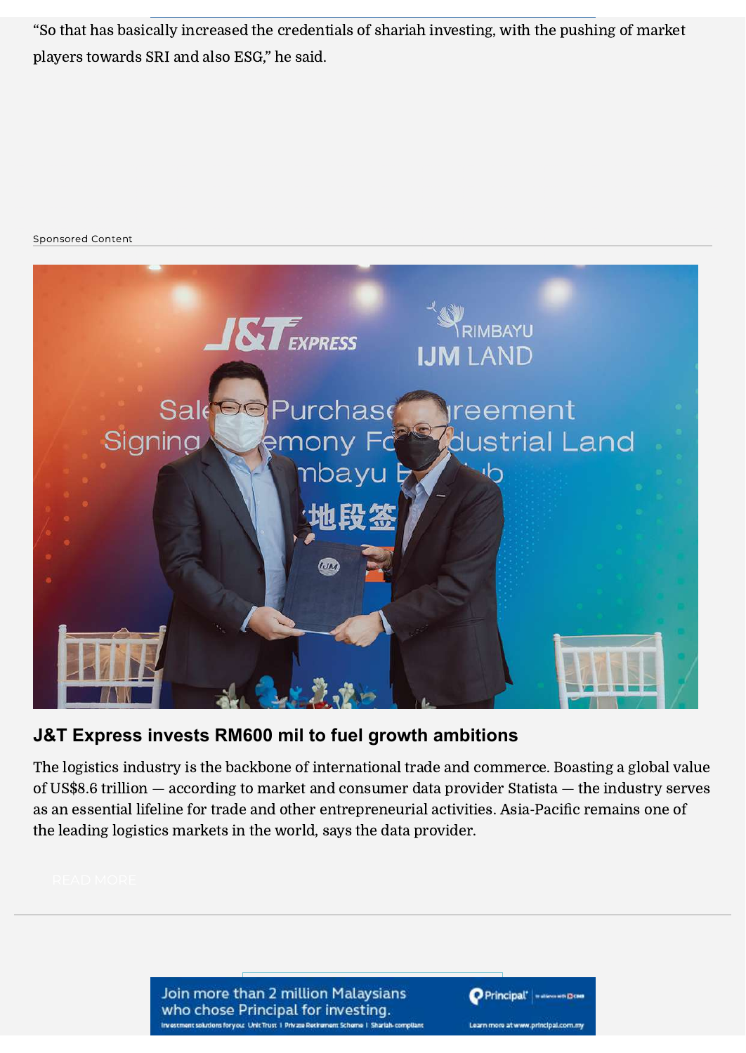"So that has basically increased the credentials of shariah investing, with the pushing of market players towards SRI and also ESG," he said.

Sponsored Content

### J&T Express invests RM600 mil to fuel growth ambitions

The logistics industry is the backbone of international trade and commerce. Boasting a global value of US$8.6 trillion — according to market and consumer data provider Statista — the industry serves as an essential lifeline for trade and other entrepreneurial activities. Asia-Pacific remains one of the leading logistics markets in the world, says the data provider.

READ MORE